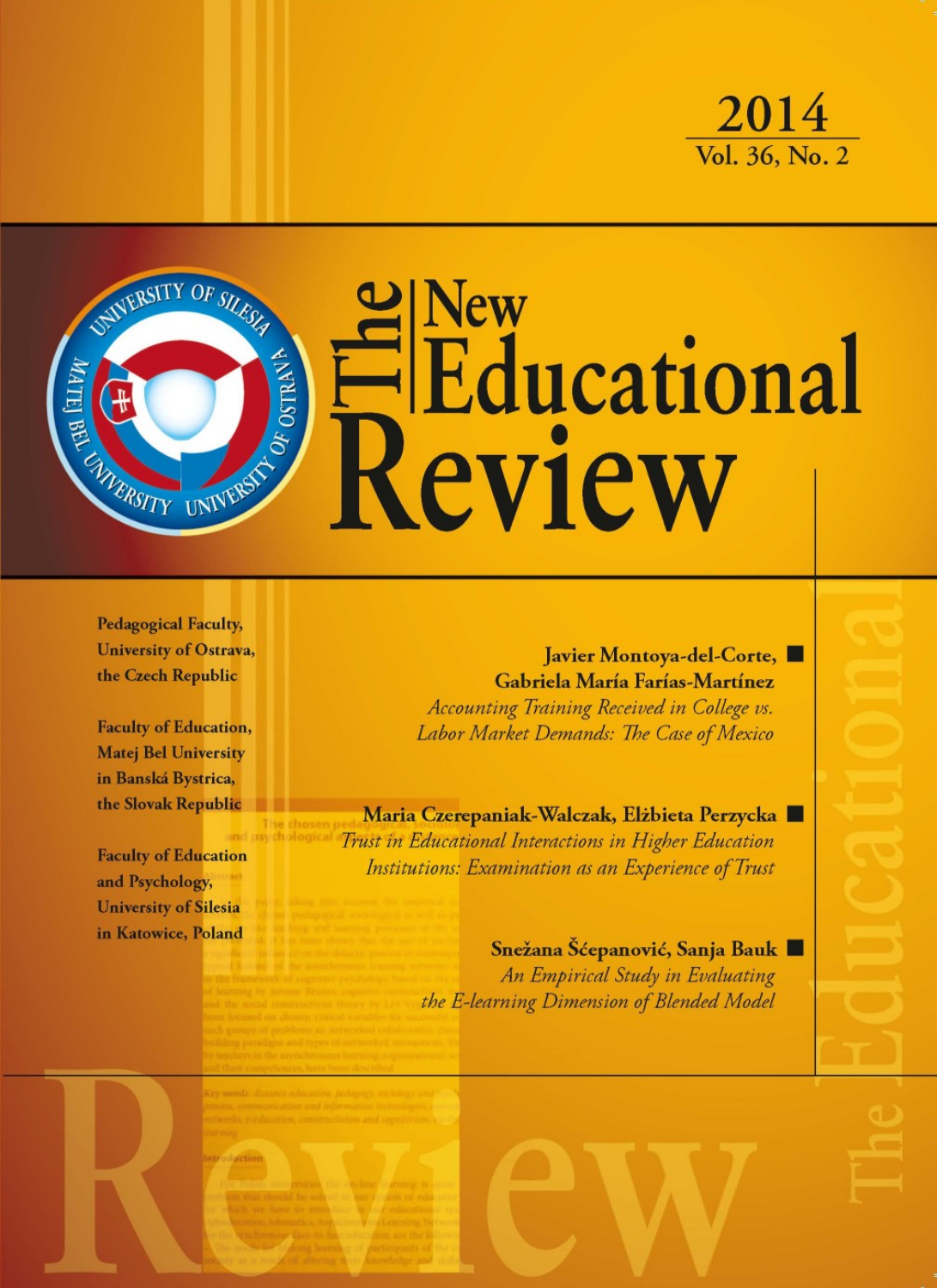2014

Vol. 36, No. 2

# The New Educational Review

Pedagogical Faculty, University of Ostrava, the Czech Republic

Faculty of Education, Matej Bel University in Banská Bystrica, the Slovak Republic

Faculty of Education and Psychology, University of Silesia in Katowice, Poland

**Javier Montoya-del-Corte, Gabriela María Farías-Martínez**
*Accounting Training Received in College vs. Labor Market Demands: The Case of Mexico*

**Maria Czerepaniak-Walczak, Elżbieta Perzycka**
*Trust in Educational Interactions in Higher Education Institutions: Examination as an Experience of Trust*

**Snežana Šćepanović, Sanja Bauk**
*An Empirical Study in Evaluating the E-learning Dimension of Blended Model*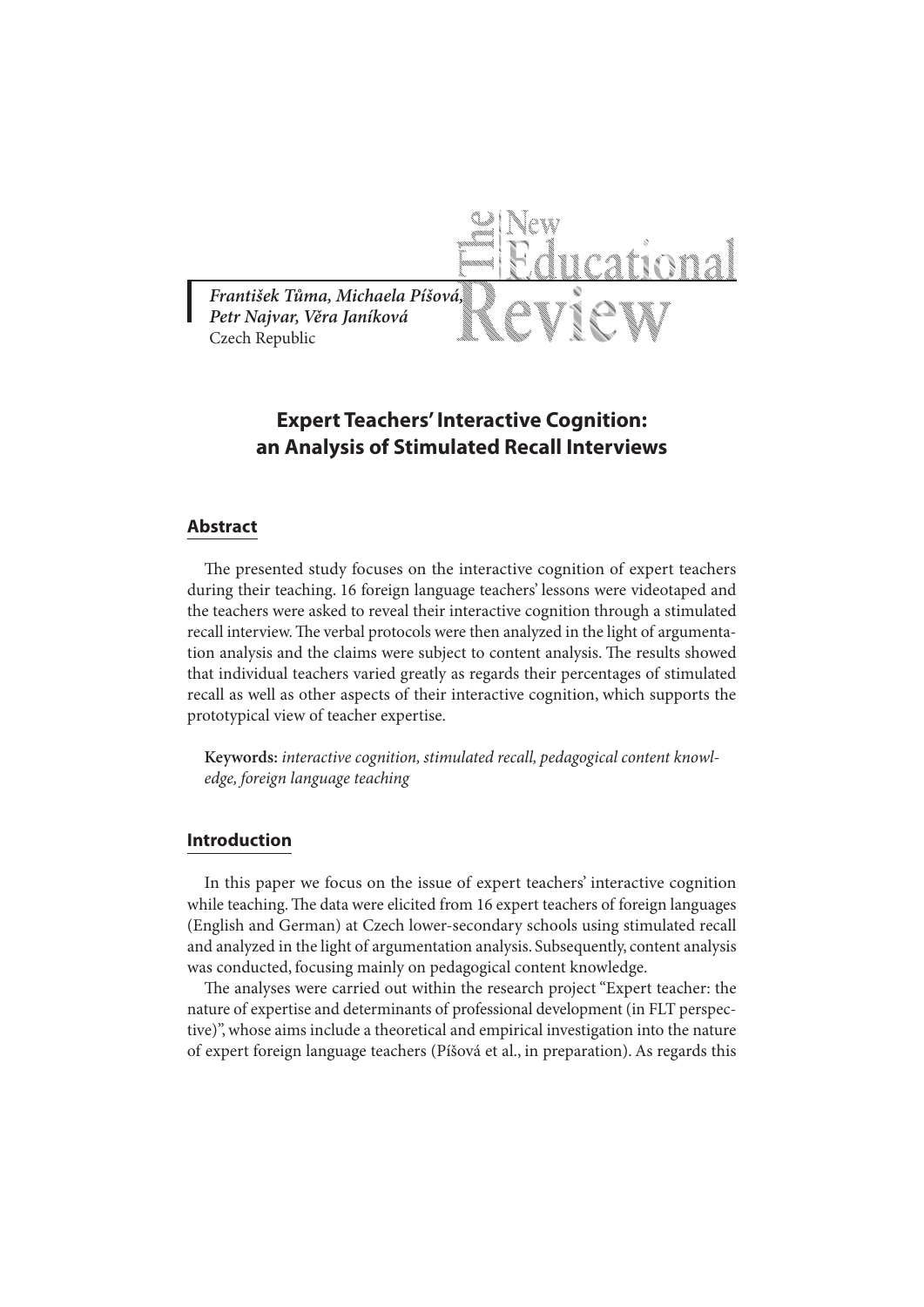*František Tůma, Michaela Píšová, Petr Najvar, Věra Janíková*
Czech Republic

# Expert Teachers' Interactive Cognition: an Analysis of Stimulated Recall Interviews

## Abstract

The presented study focuses on the interactive cognition of expert teachers during their teaching. 16 foreign language teachers' lessons were videotaped and the teachers were asked to reveal their interactive cognition through a stimulated recall interview. The verbal protocols were then analyzed in the light of argumentation analysis and the claims were subject to content analysis. The results showed that individual teachers varied greatly as regards their percentages of stimulated recall as well as other aspects of their interactive cognition, which supports the prototypical view of teacher expertise.

**Keywords:** *interactive cognition, stimulated recall, pedagogical content knowledge, foreign language teaching*

## Introduction

In this paper we focus on the issue of expert teachers' interactive cognition while teaching. The data were elicited from 16 expert teachers of foreign languages (English and German) at Czech lower-secondary schools using stimulated recall and analyzed in the light of argumentation analysis. Subsequently, content analysis was conducted, focusing mainly on pedagogical content knowledge.

The analyses were carried out within the research project "Expert teacher: the nature of expertise and determinants of professional development (in FLT perspective)", whose aims include a theoretical and empirical investigation into the nature of expert foreign language teachers (Píšová et al., in preparation). As regards this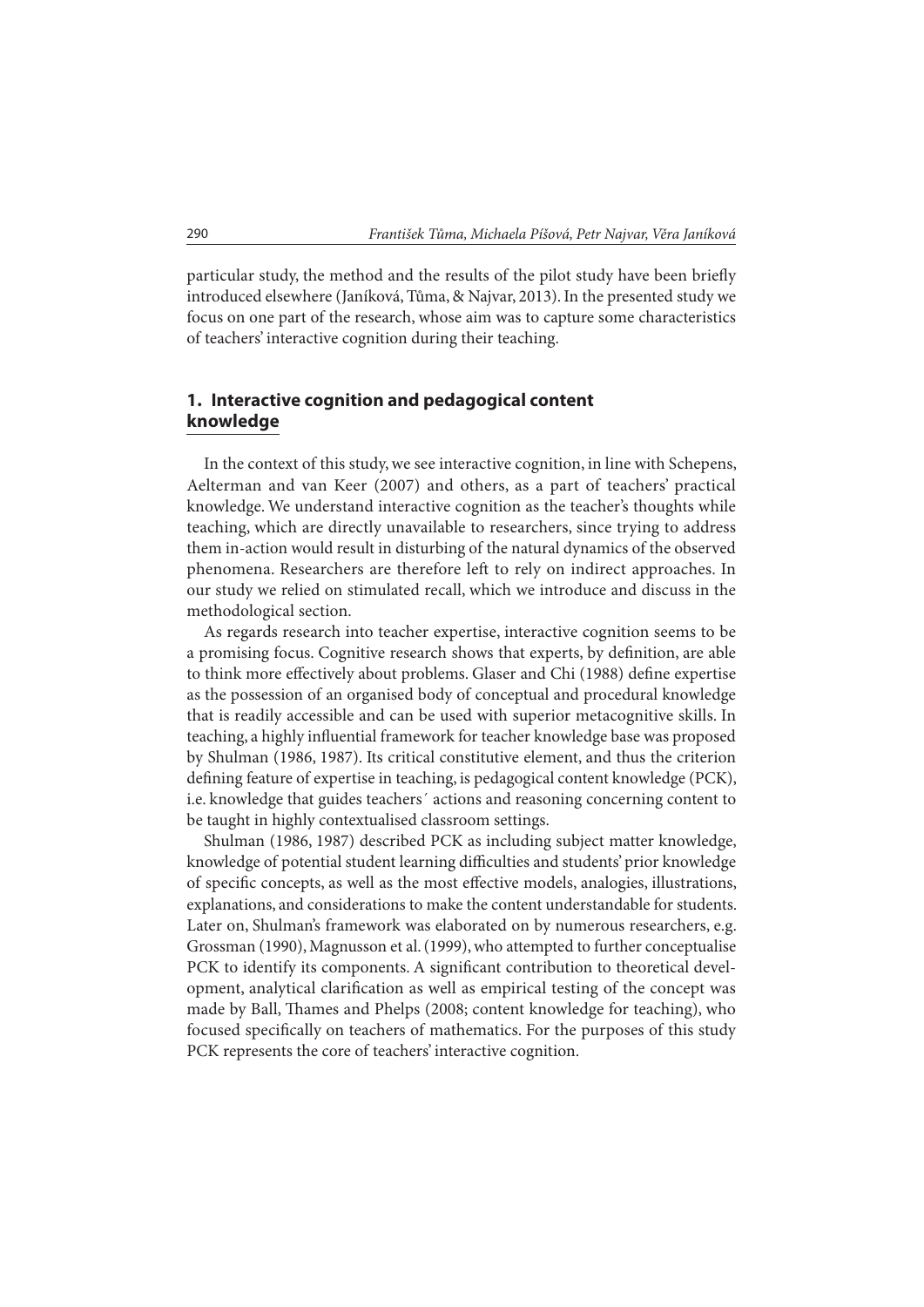particular study, the method and the results of the pilot study have been briefly introduced elsewhere (Janíková, Tůma, & Najvar, 2013). In the presented study we focus on one part of the research, whose aim was to capture some characteristics of teachers' interactive cognition during their teaching.

## 1. Interactive cognition and pedagogical content knowledge

In the context of this study, we see interactive cognition, in line with Schepens, Aelterman and van Keer (2007) and others, as a part of teachers' practical knowledge. We understand interactive cognition as the teacher's thoughts while teaching, which are directly unavailable to researchers, since trying to address them in-action would result in disturbing of the natural dynamics of the observed phenomena. Researchers are therefore left to rely on indirect approaches. In our study we relied on stimulated recall, which we introduce and discuss in the methodological section.

As regards research into teacher expertise, interactive cognition seems to be a promising focus. Cognitive research shows that experts, by definition, are able to think more effectively about problems. Glaser and Chi (1988) define expertise as the possession of an organised body of conceptual and procedural knowledge that is readily accessible and can be used with superior metacognitive skills. In teaching, a highly influential framework for teacher knowledge base was proposed by Shulman (1986, 1987). Its critical constitutive element, and thus the criterion defining feature of expertise in teaching, is pedagogical content knowledge (PCK), i.e. knowledge that guides teachers´ actions and reasoning concerning content to be taught in highly contextualised classroom settings.

Shulman (1986, 1987) described PCK as including subject matter knowledge, knowledge of potential student learning difficulties and students' prior knowledge of specific concepts, as well as the most effective models, analogies, illustrations, explanations, and considerations to make the content understandable for students. Later on, Shulman's framework was elaborated on by numerous researchers, e.g. Grossman (1990), Magnusson et al. (1999), who attempted to further conceptualise PCK to identify its components. A significant contribution to theoretical development, analytical clarification as well as empirical testing of the concept was made by Ball, Thames and Phelps (2008; content knowledge for teaching), who focused specifically on teachers of mathematics. For the purposes of this study PCK represents the core of teachers' interactive cognition.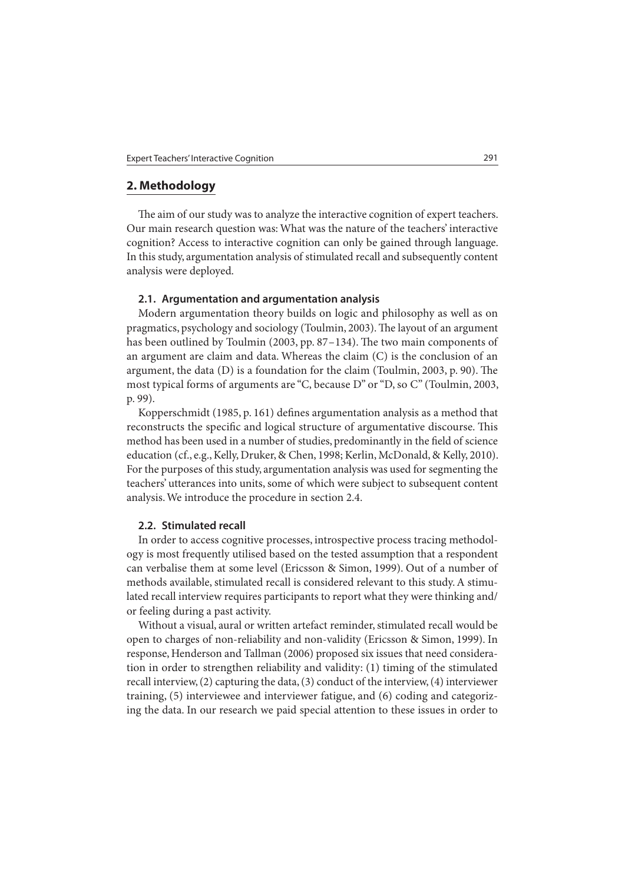## 2. Methodology

The aim of our study was to analyze the interactive cognition of expert teachers. Our main research question was: What was the nature of the teachers' interactive cognition? Access to interactive cognition can only be gained through language. In this study, argumentation analysis of stimulated recall and subsequently content analysis were deployed.

### 2.1. Argumentation and argumentation analysis

Modern argumentation theory builds on logic and philosophy as well as on pragmatics, psychology and sociology (Toulmin, 2003). The layout of an argument has been outlined by Toulmin (2003, pp. 87–134). The two main components of an argument are claim and data. Whereas the claim (C) is the conclusion of an argument, the data (D) is a foundation for the claim (Toulmin, 2003, p. 90). The most typical forms of arguments are "C, because D" or "D, so C" (Toulmin, 2003, p. 99).

Kopperschmidt (1985, p. 161) defines argumentation analysis as a method that reconstructs the specific and logical structure of argumentative discourse. This method has been used in a number of studies, predominantly in the field of science education (cf., e.g., Kelly, Druker, & Chen, 1998; Kerlin, McDonald, & Kelly, 2010). For the purposes of this study, argumentation analysis was used for segmenting the teachers' utterances into units, some of which were subject to subsequent content analysis. We introduce the procedure in section 2.4.

### 2.2. Stimulated recall

In order to access cognitive processes, introspective process tracing methodology is most frequently utilised based on the tested assumption that a respondent can verbalise them at some level (Ericsson & Simon, 1999). Out of a number of methods available, stimulated recall is considered relevant to this study. A stimulated recall interview requires participants to report what they were thinking and/or feeling during a past activity.

Without a visual, aural or written artefact reminder, stimulated recall would be open to charges of non-reliability and non-validity (Ericsson & Simon, 1999). In response, Henderson and Tallman (2006) proposed six issues that need consideration in order to strengthen reliability and validity: (1) timing of the stimulated recall interview, (2) capturing the data, (3) conduct of the interview, (4) interviewer training, (5) interviewee and interviewer fatigue, and (6) coding and categorizing the data. In our research we paid special attention to these issues in order to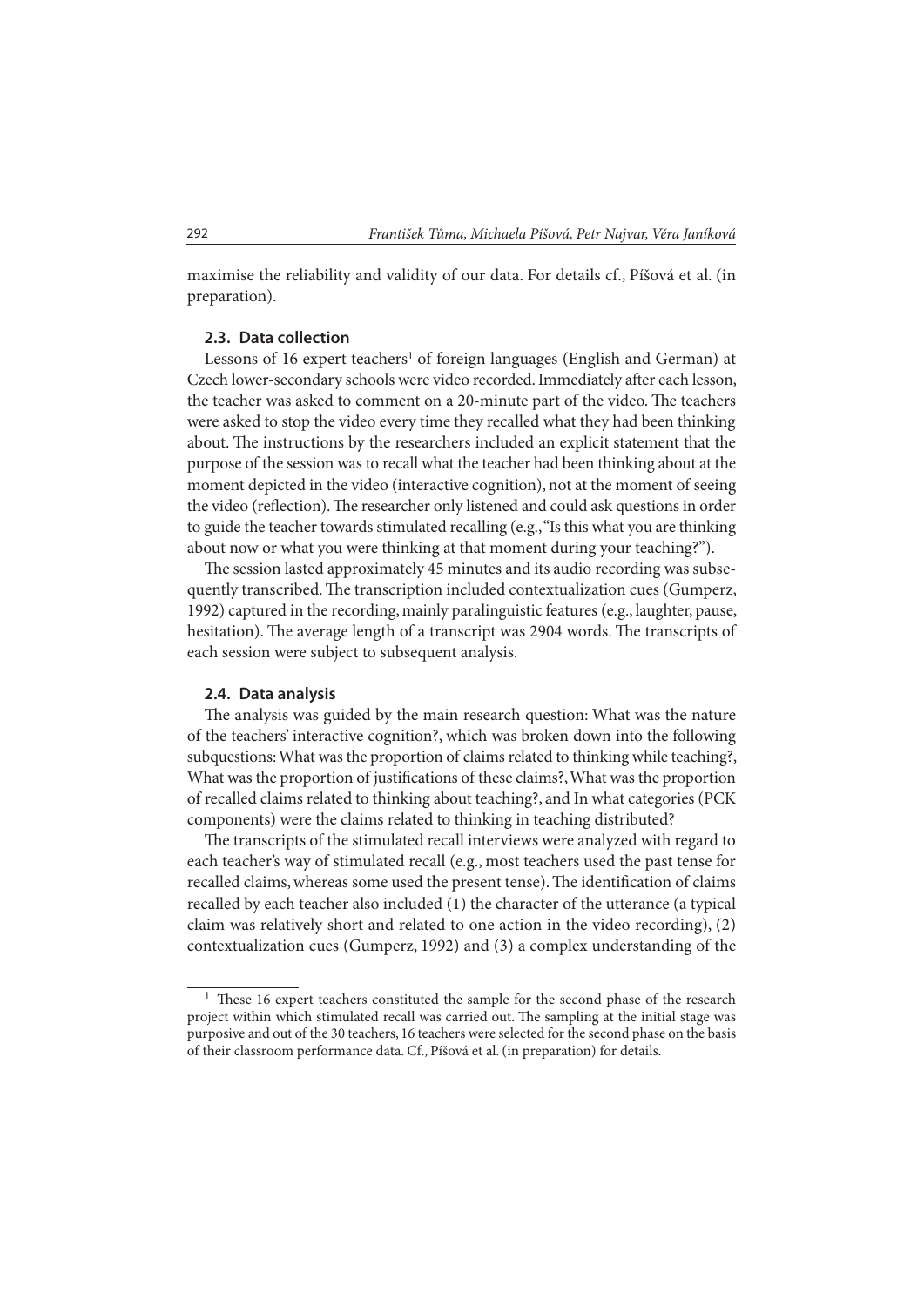maximise the reliability and validity of our data. For details cf., Píšová et al. (in preparation).

### 2.3. Data collection

Lessons of 16 expert teachers[1] of foreign languages (English and German) at Czech lower-secondary schools were video recorded. Immediately after each lesson, the teacher was asked to comment on a 20-minute part of the video. The teachers were asked to stop the video every time they recalled what they had been thinking about. The instructions by the researchers included an explicit statement that the purpose of the session was to recall what the teacher had been thinking about at the moment depicted in the video (interactive cognition), not at the moment of seeing the video (reflection). The researcher only listened and could ask questions in order to guide the teacher towards stimulated recalling (e.g., "Is this what you are thinking about now or what you were thinking at that moment during your teaching?").

The session lasted approximately 45 minutes and its audio recording was subsequently transcribed. The transcription included contextualization cues (Gumperz, 1992) captured in the recording, mainly paralinguistic features (e.g., laughter, pause, hesitation). The average length of a transcript was 2904 words. The transcripts of each session were subject to subsequent analysis.

### 2.4. Data analysis

The analysis was guided by the main research question: What was the nature of the teachers' interactive cognition?, which was broken down into the following subquestions: What was the proportion of claims related to thinking while teaching?, What was the proportion of justifications of these claims?, What was the proportion of recalled claims related to thinking about teaching?, and In what categories (PCK components) were the claims related to thinking in teaching distributed?

The transcripts of the stimulated recall interviews were analyzed with regard to each teacher's way of stimulated recall (e.g., most teachers used the past tense for recalled claims, whereas some used the present tense). The identification of claims recalled by each teacher also included (1) the character of the utterance (a typical claim was relatively short and related to one action in the video recording), (2) contextualization cues (Gumperz, 1992) and (3) a complex understanding of the

---

[1] These 16 expert teachers constituted the sample for the second phase of the research project within which stimulated recall was carried out. The sampling at the initial stage was purposive and out of the 30 teachers, 16 teachers were selected for the second phase on the basis of their classroom performance data. Cf., Píšová et al. (in preparation) for details.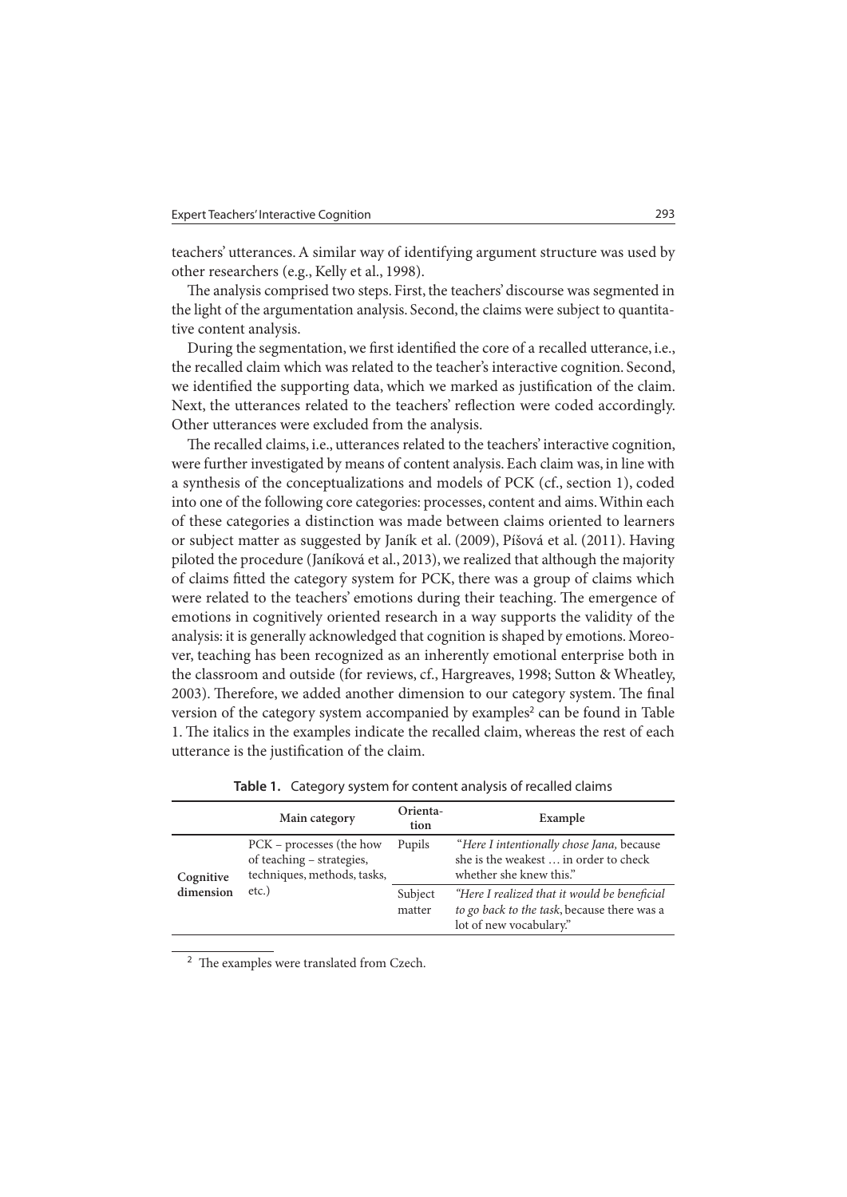teachers' utterances. A similar way of identifying argument structure was used by other researchers (e.g., Kelly et al., 1998).

The analysis comprised two steps. First, the teachers' discourse was segmented in the light of the argumentation analysis. Second, the claims were subject to quantitative content analysis.

During the segmentation, we first identified the core of a recalled utterance, i.e., the recalled claim which was related to the teacher's interactive cognition. Second, we identified the supporting data, which we marked as justification of the claim. Next, the utterances related to the teachers' reflection were coded accordingly. Other utterances were excluded from the analysis.

The recalled claims, i.e., utterances related to the teachers' interactive cognition, were further investigated by means of content analysis. Each claim was, in line with a synthesis of the conceptualizations and models of PCK (cf., section 1), coded into one of the following core categories: processes, content and aims. Within each of these categories a distinction was made between claims oriented to learners or subject matter as suggested by Janík et al. (2009), Píšová et al. (2011). Having piloted the procedure (Janíková et al., 2013), we realized that although the majority of claims fitted the category system for PCK, there was a group of claims which were related to the teachers' emotions during their teaching. The emergence of emotions in cognitively oriented research in a way supports the validity of the analysis: it is generally acknowledged that cognition is shaped by emotions. Moreover, teaching has been recognized as an inherently emotional enterprise both in the classroom and outside (for reviews, cf., Hargreaves, 1998; Sutton & Wheatley, 2003). Therefore, we added another dimension to our category system. The final version of the category system accompanied by examples[2] can be found in Table 1. The italics in the examples indicate the recalled claim, whereas the rest of each utterance is the justification of the claim.

**Table 1.** Category system for content analysis of recalled claims

| | Main category | Orientation | Example |
|---|---|---|---|
| Cognitive dimension | PCK – processes (the how of teaching – strategies, techniques, methods, tasks, etc.) | Pupils | "*Here I intentionally chose Jana,* because she is the weakest … in order to check whether she knew this." |
| | | Subject matter | "*Here I realized that it would be beneficial to go back to the task*, because there was a lot of new vocabulary." |

[2] The examples were translated from Czech.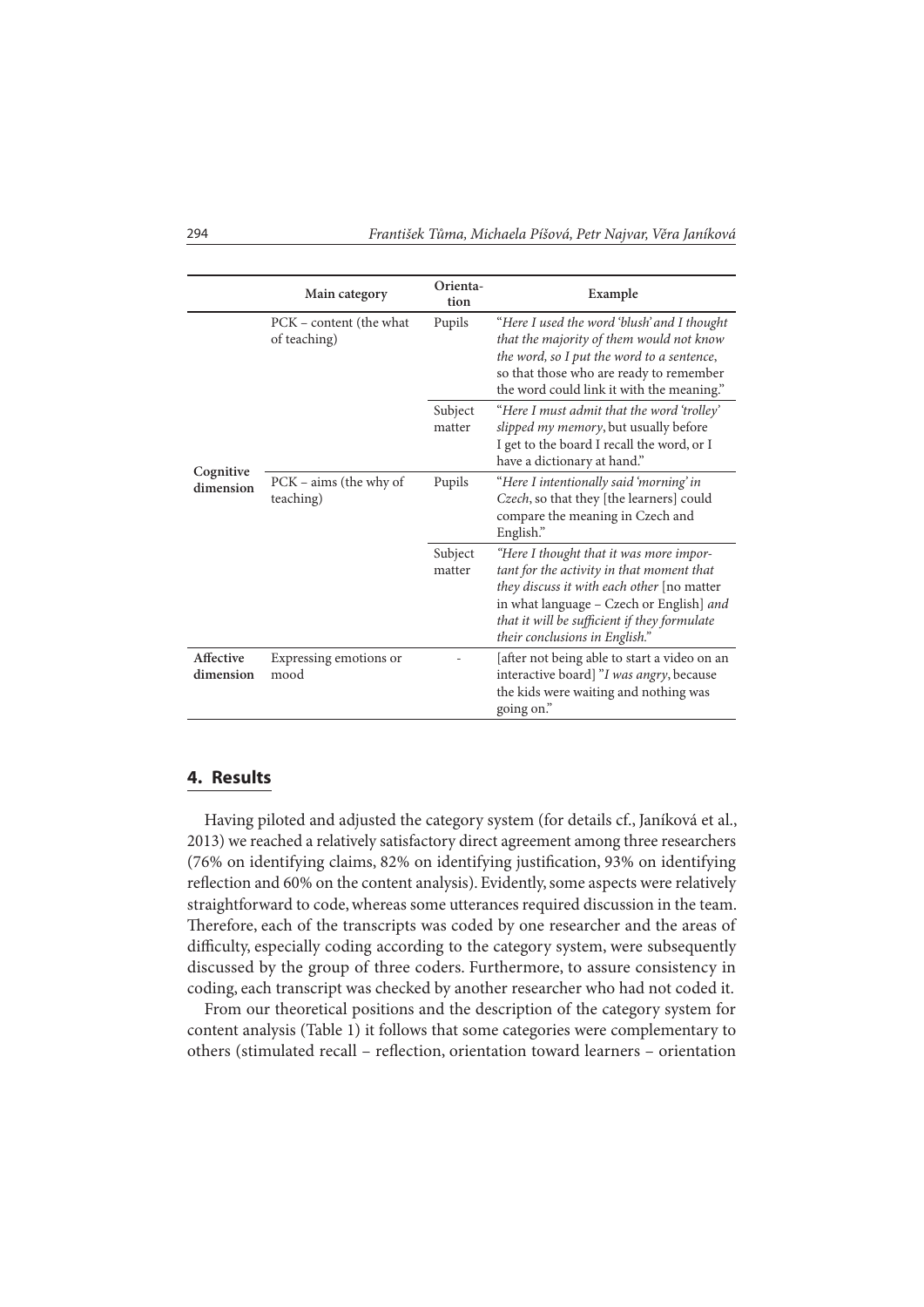|  | Main category | Orienta-tion | Example |
|---|---|---|---|
| **Cognitive dimension** | PCK – content (the what of teaching) | Pupils | "*Here I used the word 'blush' and I thought that the majority of them would not know the word, so I put the word to a sentence*, so that those who are ready to remember the word could link it with the meaning." |
|  |  | Subject matter | "*Here I must admit that the word 'trolley' slipped my memory*, but usually before I get to the board I recall the word, or I have a dictionary at hand." |
|  | PCK – aims (the why of teaching) | Pupils | "*Here I intentionally said 'morning' in Czech*, so that they [the learners] could compare the meaning in Czech and English." |
|  |  | Subject matter | *"Here I thought that it was more important for the activity in that moment that they discuss it with each other* [no matter in what language – Czech or English] *and that it will be sufficient if they formulate their conclusions in English."* |
| **Affective dimension** | Expressing emotions or mood | - | [after not being able to start a video on an interactive board] "*I was angry*, because the kids were waiting and nothing was going on." |

## 4. Results

Having piloted and adjusted the category system (for details cf., Janíková et al., 2013) we reached a relatively satisfactory direct agreement among three researchers (76% on identifying claims, 82% on identifying justification, 93% on identifying reflection and 60% on the content analysis). Evidently, some aspects were relatively straightforward to code, whereas some utterances required discussion in the team. Therefore, each of the transcripts was coded by one researcher and the areas of difficulty, especially coding according to the category system, were subsequently discussed by the group of three coders. Furthermore, to assure consistency in coding, each transcript was checked by another researcher who had not coded it.

From our theoretical positions and the description of the category system for content analysis (Table 1) it follows that some categories were complementary to others (stimulated recall – reflection, orientation toward learners – orientation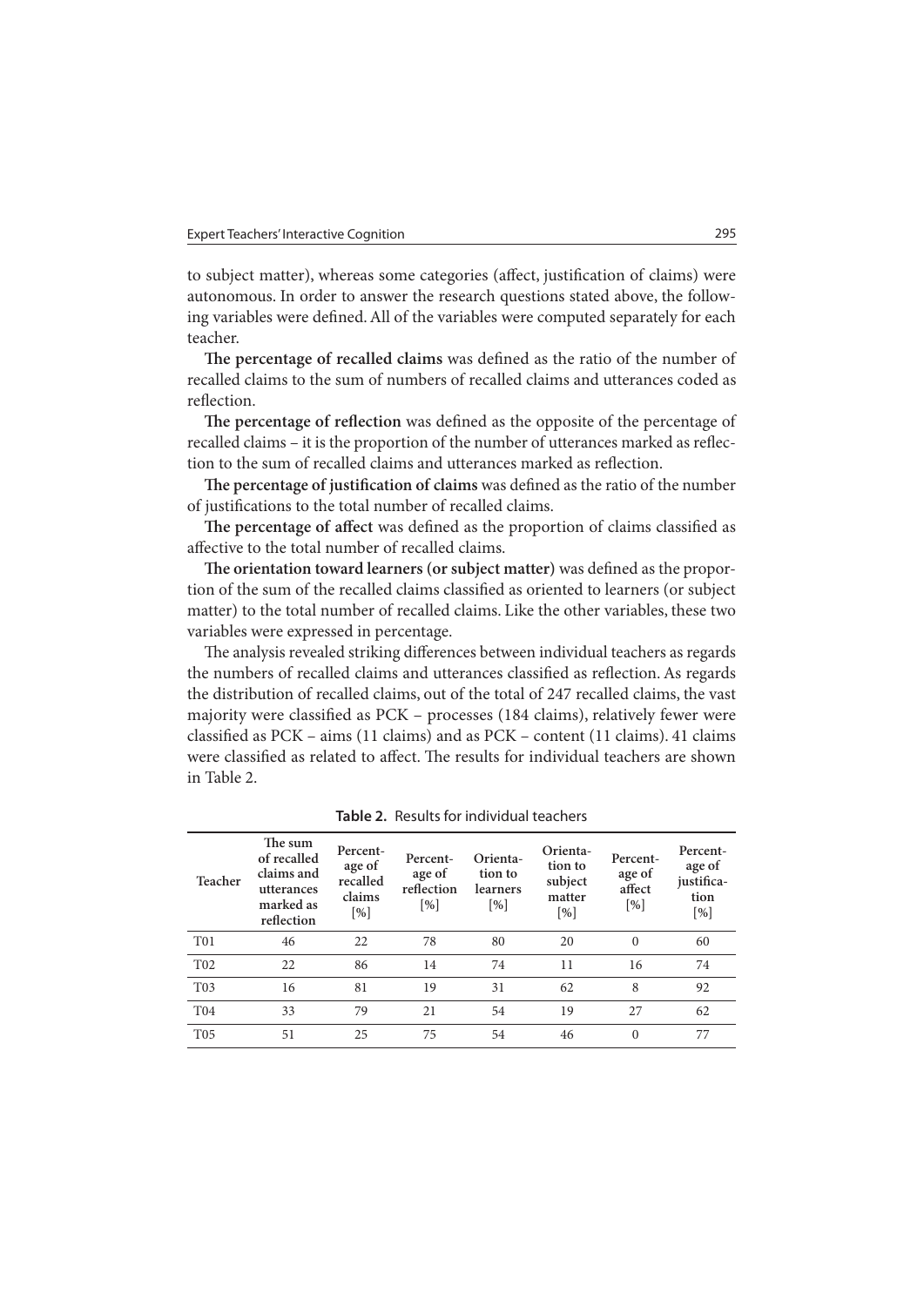to subject matter), whereas some categories (affect, justification of claims) were autonomous. In order to answer the research questions stated above, the following variables were defined. All of the variables were computed separately for each teacher.

**The percentage of recalled claims** was defined as the ratio of the number of recalled claims to the sum of numbers of recalled claims and utterances coded as reflection.

**The percentage of reflection** was defined as the opposite of the percentage of recalled claims – it is the proportion of the number of utterances marked as reflection to the sum of recalled claims and utterances marked as reflection.

**The percentage of justification of claims** was defined as the ratio of the number of justifications to the total number of recalled claims.

**The percentage of affect** was defined as the proportion of claims classified as affective to the total number of recalled claims.

**The orientation toward learners (or subject matter)** was defined as the proportion of the sum of the recalled claims classified as oriented to learners (or subject matter) to the total number of recalled claims. Like the other variables, these two variables were expressed in percentage.

The analysis revealed striking differences between individual teachers as regards the numbers of recalled claims and utterances classified as reflection. As regards the distribution of recalled claims, out of the total of 247 recalled claims, the vast majority were classified as PCK – processes (184 claims), relatively fewer were classified as PCK – aims (11 claims) and as PCK – content (11 claims). 41 claims were classified as related to affect. The results for individual teachers are shown in Table 2.

**Table 2.** Results for individual teachers

| Teacher | The sum of recalled claims and utterances marked as reflection | Percentage of recalled claims [%] | Percentage of reflection [%] | Orientation to learners [%] | Orientation to subject matter [%] | Percentage of affect [%] | Percentage of justification [%] |
|---|---|---|---|---|---|---|---|
| T01 | 46 | 22 | 78 | 80 | 20 | 0 | 60 |
| T02 | 22 | 86 | 14 | 74 | 11 | 16 | 74 |
| T03 | 16 | 81 | 19 | 31 | 62 | 8 | 92 |
| T04 | 33 | 79 | 21 | 54 | 19 | 27 | 62 |
| T05 | 51 | 25 | 75 | 54 | 46 | 0 | 77 |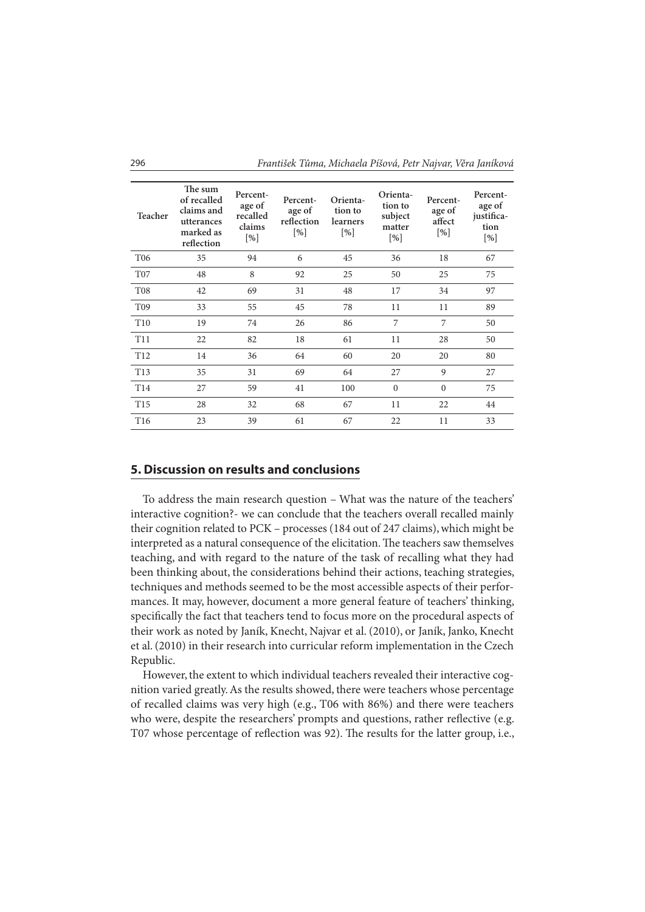| Teacher | The sum of recalled claims and utterances marked as reflection | Percent-age of recalled claims [%] | Percent-age of reflection [%] | Orienta-tion to learners [%] | Orienta-tion to subject matter [%] | Percent-age of affect [%] | Percent-age of justifica-tion [%] |
|---|---|---|---|---|---|---|---|
| T06 | 35 | 94 | 6 | 45 | 36 | 18 | 67 |
| T07 | 48 | 8 | 92 | 25 | 50 | 25 | 75 |
| T08 | 42 | 69 | 31 | 48 | 17 | 34 | 97 |
| T09 | 33 | 55 | 45 | 78 | 11 | 11 | 89 |
| T10 | 19 | 74 | 26 | 86 | 7 | 7 | 50 |
| T11 | 22 | 82 | 18 | 61 | 11 | 28 | 50 |
| T12 | 14 | 36 | 64 | 60 | 20 | 20 | 80 |
| T13 | 35 | 31 | 69 | 64 | 27 | 9 | 27 |
| T14 | 27 | 59 | 41 | 100 | 0 | 0 | 75 |
| T15 | 28 | 32 | 68 | 67 | 11 | 22 | 44 |
| T16 | 23 | 39 | 61 | 67 | 22 | 11 | 33 |

## 5. Discussion on results and conclusions

To address the main research question – What was the nature of the teachers' interactive cognition?- we can conclude that the teachers overall recalled mainly their cognition related to PCK – processes (184 out of 247 claims), which might be interpreted as a natural consequence of the elicitation. The teachers saw themselves teaching, and with regard to the nature of the task of recalling what they had been thinking about, the considerations behind their actions, teaching strategies, techniques and methods seemed to be the most accessible aspects of their performances. It may, however, document a more general feature of teachers' thinking, specifically the fact that teachers tend to focus more on the procedural aspects of their work as noted by Janík, Knecht, Najvar et al. (2010), or Janík, Janko, Knecht et al. (2010) in their research into curricular reform implementation in the Czech Republic.

However, the extent to which individual teachers revealed their interactive cognition varied greatly. As the results showed, there were teachers whose percentage of recalled claims was very high (e.g., T06 with 86%) and there were teachers who were, despite the researchers' prompts and questions, rather reflective (e.g. T07 whose percentage of reflection was 92). The results for the latter group, i.e.,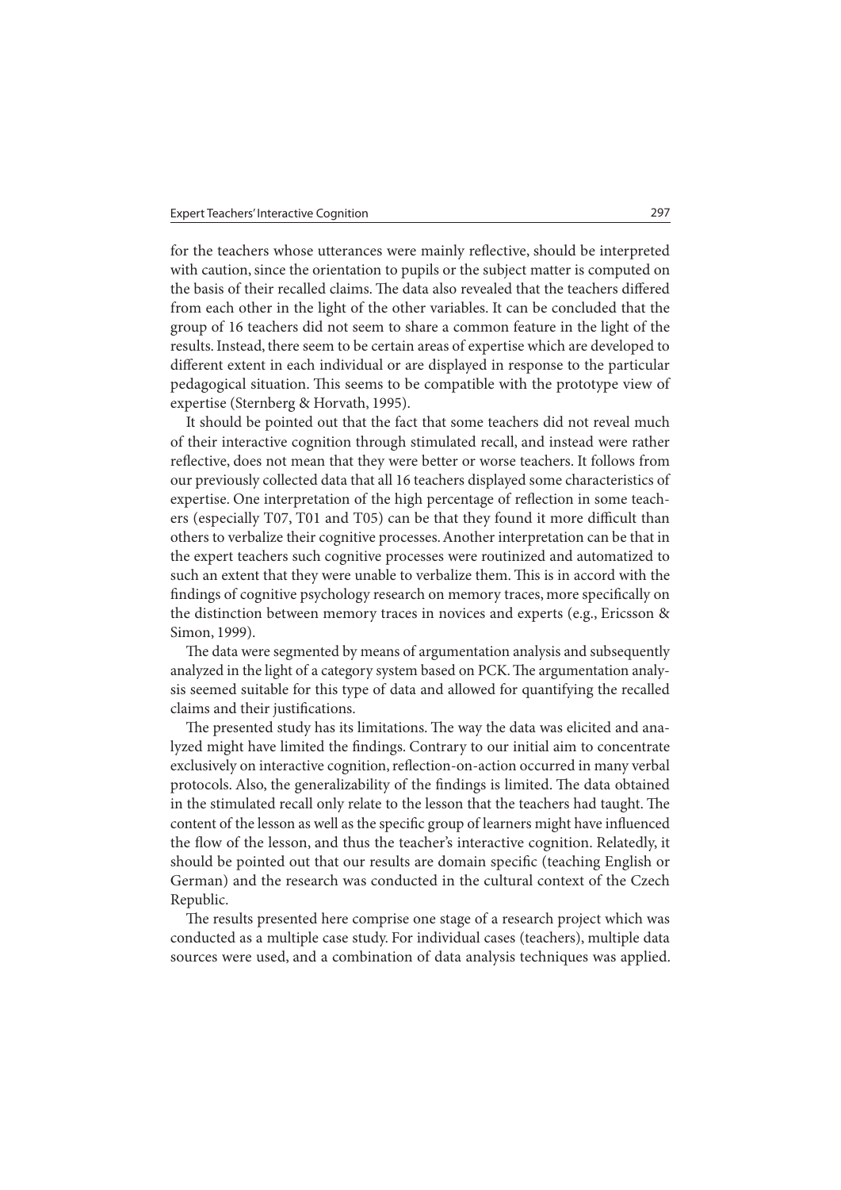for the teachers whose utterances were mainly reflective, should be interpreted with caution, since the orientation to pupils or the subject matter is computed on the basis of their recalled claims. The data also revealed that the teachers differed from each other in the light of the other variables. It can be concluded that the group of 16 teachers did not seem to share a common feature in the light of the results. Instead, there seem to be certain areas of expertise which are developed to different extent in each individual or are displayed in response to the particular pedagogical situation. This seems to be compatible with the prototype view of expertise (Sternberg & Horvath, 1995).

It should be pointed out that the fact that some teachers did not reveal much of their interactive cognition through stimulated recall, and instead were rather reflective, does not mean that they were better or worse teachers. It follows from our previously collected data that all 16 teachers displayed some characteristics of expertise. One interpretation of the high percentage of reflection in some teachers (especially T07, T01 and T05) can be that they found it more difficult than others to verbalize their cognitive processes. Another interpretation can be that in the expert teachers such cognitive processes were routinized and automatized to such an extent that they were unable to verbalize them. This is in accord with the findings of cognitive psychology research on memory traces, more specifically on the distinction between memory traces in novices and experts (e.g., Ericsson & Simon, 1999).

The data were segmented by means of argumentation analysis and subsequently analyzed in the light of a category system based on PCK. The argumentation analysis seemed suitable for this type of data and allowed for quantifying the recalled claims and their justifications.

The presented study has its limitations. The way the data was elicited and analyzed might have limited the findings. Contrary to our initial aim to concentrate exclusively on interactive cognition, reflection-on-action occurred in many verbal protocols. Also, the generalizability of the findings is limited. The data obtained in the stimulated recall only relate to the lesson that the teachers had taught. The content of the lesson as well as the specific group of learners might have influenced the flow of the lesson, and thus the teacher's interactive cognition. Relatedly, it should be pointed out that our results are domain specific (teaching English or German) and the research was conducted in the cultural context of the Czech Republic.

The results presented here comprise one stage of a research project which was conducted as a multiple case study. For individual cases (teachers), multiple data sources were used, and a combination of data analysis techniques was applied.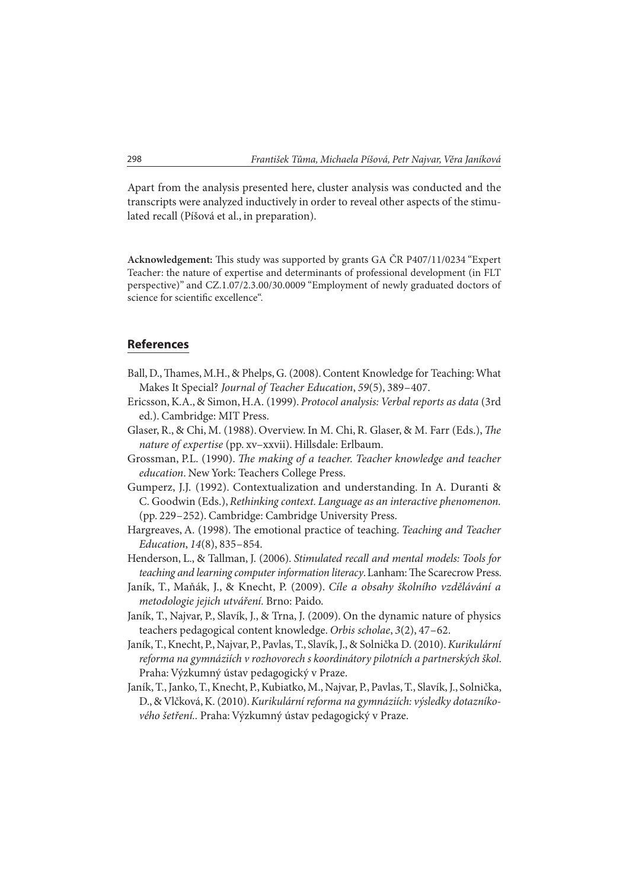Apart from the analysis presented here, cluster analysis was conducted and the transcripts were analyzed inductively in order to reveal other aspects of the stimulated recall (Píšová et al., in preparation).

**Acknowledgement:** This study was supported by grants GA ČR P407/11/0234 "Expert Teacher: the nature of expertise and determinants of professional development (in FLT perspective)" and CZ.1.07/2.3.00/30.0009 "Employment of newly graduated doctors of science for scientific excellence".

## References

Ball, D., Thames, M.H., & Phelps, G. (2008). Content Knowledge for Teaching: What Makes It Special? *Journal of Teacher Education*, *59*(5), 389–407.

Ericsson, K.A., & Simon, H.A. (1999). *Protocol analysis: Verbal reports as data* (3rd ed.). Cambridge: MIT Press.

Glaser, R., & Chi, M. (1988). Overview. In M. Chi, R. Glaser, & M. Farr (Eds.), *The nature of expertise* (pp. xv–xxvii). Hillsdale: Erlbaum.

Grossman, P.L. (1990). *The making of a teacher. Teacher knowledge and teacher education*. New York: Teachers College Press.

Gumperz, J.J. (1992). Contextualization and understanding. In A. Duranti & C. Goodwin (Eds.), *Rethinking context. Language as an interactive phenomenon.* (pp. 229–252). Cambridge: Cambridge University Press.

Hargreaves, A. (1998). The emotional practice of teaching. *Teaching and Teacher Education*, *14*(8), 835–854.

Henderson, L., & Tallman, J. (2006). *Stimulated recall and mental models: Tools for teaching and learning computer information literacy*. Lanham: The Scarecrow Press.

Janík, T., Maňák, J., & Knecht, P. (2009). *Cíle a obsahy školního vzdělávání a metodologie jejich utváření*. Brno: Paido.

Janík, T., Najvar, P., Slavík, J., & Trna, J. (2009). On the dynamic nature of physics teachers pedagogical content knowledge. *Orbis scholae*, *3*(2), 47–62.

Janík, T., Knecht, P., Najvar, P., Pavlas, T., Slavík, J., & Solnička D. (2010). *Kurikulární reforma na gymnáziích v rozhovorech s koordinátory pilotních a partnerských škol*. Praha: Výzkumný ústav pedagogický v Praze.

Janík, T., Janko, T., Knecht, P., Kubiatko, M., Najvar, P., Pavlas, T., Slavík, J., Solnička, D., & Vlčková, K. (2010). *Kurikulární reforma na gymnáziích: výsledky dotazníkového šetření.*. Praha: Výzkumný ústav pedagogický v Praze.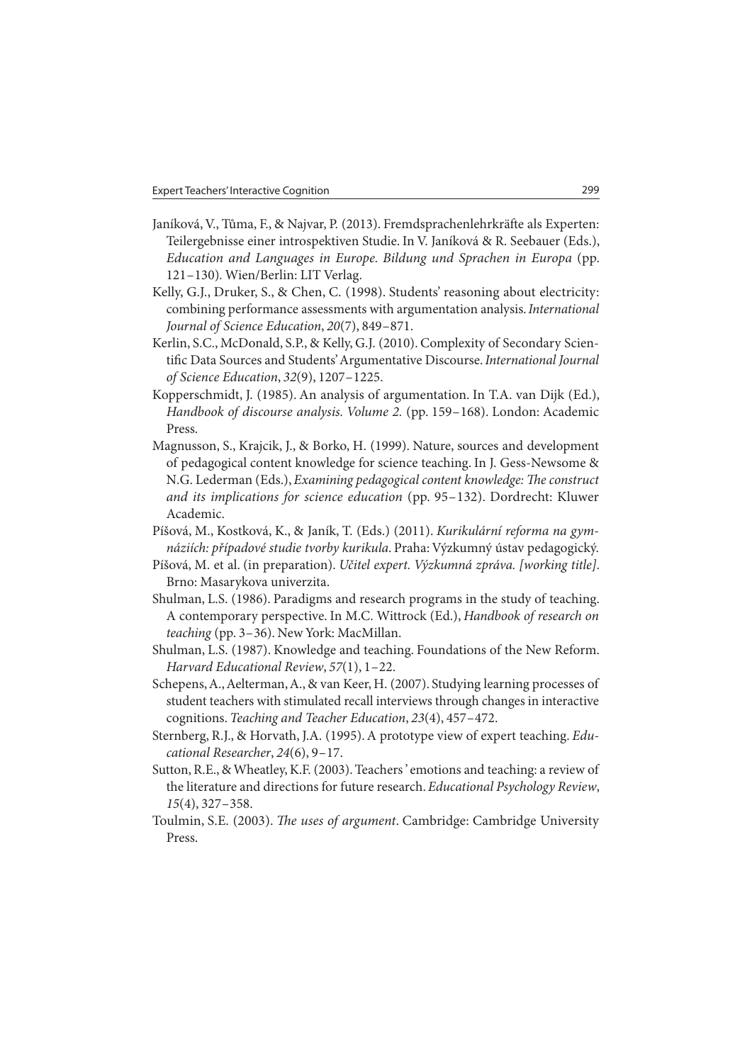Janíková, V., Tůma, F., & Najvar, P. (2013). Fremdsprachenlehrkräfte als Experten: Teilergebnisse einer introspektiven Studie. In V. Janíková & R. Seebauer (Eds.), *Education and Languages in Europe. Bildung und Sprachen in Europa* (pp. 121–130). Wien/Berlin: LIT Verlag.

Kelly, G.J., Druker, S., & Chen, C. (1998). Students' reasoning about electricity: combining performance assessments with argumentation analysis. *International Journal of Science Education*, *20*(7), 849–871.

Kerlin, S.C., McDonald, S.P., & Kelly, G.J. (2010). Complexity of Secondary Scientific Data Sources and Students' Argumentative Discourse. *International Journal of Science Education*, *32*(9), 1207–1225.

Kopperschmidt, J. (1985). An analysis of argumentation. In T.A. van Dijk (Ed.), *Handbook of discourse analysis. Volume 2.* (pp. 159–168). London: Academic Press.

Magnusson, S., Krajcik, J., & Borko, H. (1999). Nature, sources and development of pedagogical content knowledge for science teaching. In J. Gess-Newsome & N.G. Lederman (Eds.), *Examining pedagogical content knowledge: The construct and its implications for science education* (pp. 95–132). Dordrecht: Kluwer Academic.

Píšová, M., Kostková, K., & Janík, T. (Eds.) (2011). *Kurikulární reforma na gymnáziích: případové studie tvorby kurikula*. Praha: Výzkumný ústav pedagogický.

Píšová, M. et al. (in preparation). *Učitel expert. Výzkumná zpráva. [working title]*. Brno: Masarykova univerzita.

Shulman, L.S. (1986). Paradigms and research programs in the study of teaching. A contemporary perspective. In M.C. Wittrock (Ed.), *Handbook of research on teaching* (pp. 3–36). New York: MacMillan.

Shulman, L.S. (1987). Knowledge and teaching. Foundations of the New Reform. *Harvard Educational Review*, *57*(1), 1–22.

Schepens, A., Aelterman, A., & van Keer, H. (2007). Studying learning processes of student teachers with stimulated recall interviews through changes in interactive cognitions. *Teaching and Teacher Education*, *23*(4), 457–472.

Sternberg, R.J., & Horvath, J.A. (1995). A prototype view of expert teaching. *Educational Researcher*, *24*(6), 9–17.

Sutton, R.E., & Wheatley, K.F. (2003). Teachers' emotions and teaching: a review of the literature and directions for future research. *Educational Psychology Review*, *15*(4), 327–358.

Toulmin, S.E. (2003). *The uses of argument*. Cambridge: Cambridge University Press.